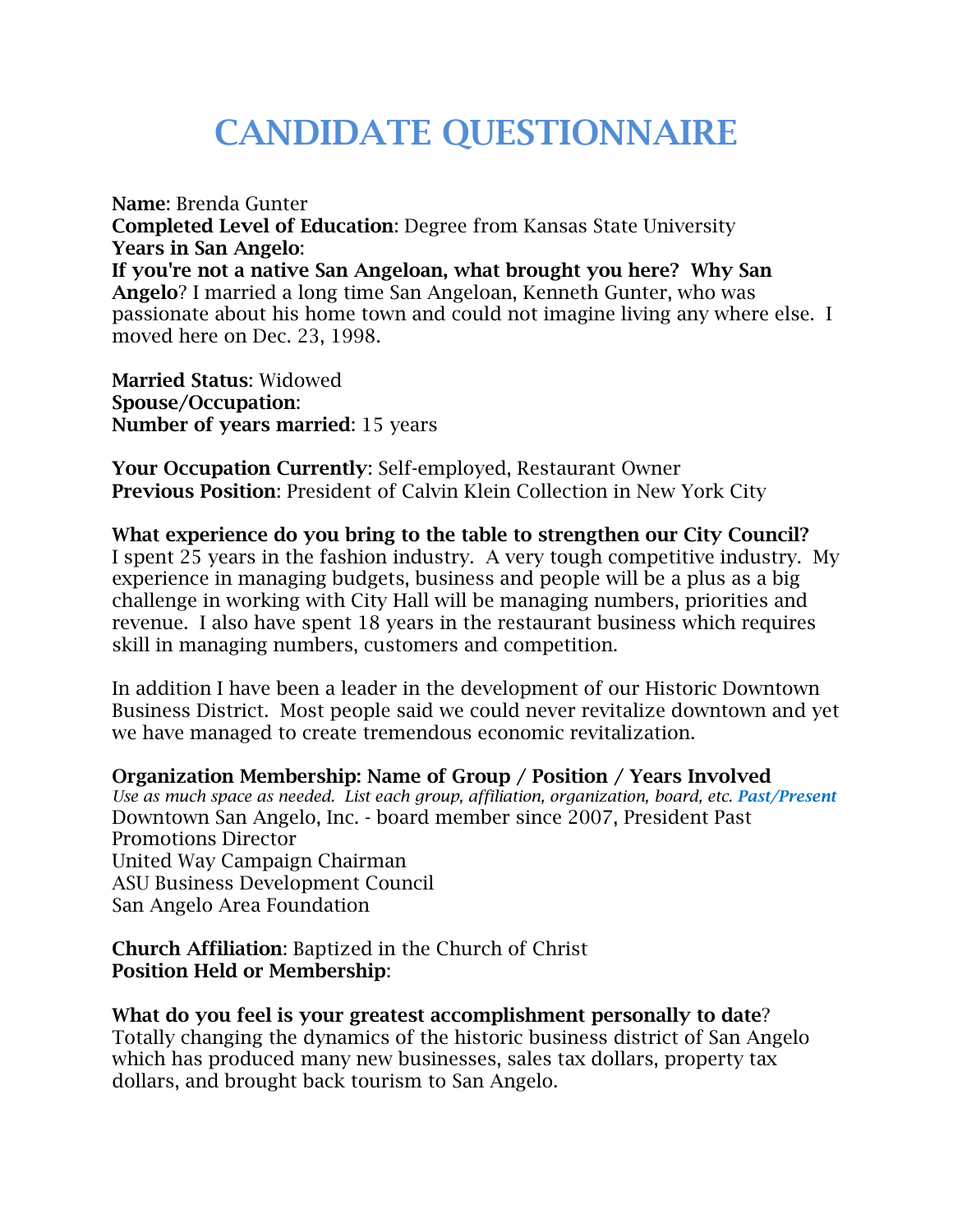# CANDIDATE QUESTIONNAIRE

**Name**: Brenda Gunter
**Completed Level of Education**: Degree from Kansas State University
**Years in San Angelo**:
**If you're not a native San Angeloan, what brought you here? Why San Angelo**? I married a long time San Angeloan, Kenneth Gunter, who was passionate about his home town and could not imagine living any where else. I moved here on Dec. 23, 1998.

**Married Status**: Widowed
**Spouse/Occupation**:
**Number of years married**: 15 years

**Your Occupation Currently**: Self-employed, Restaurant Owner
**Previous Position**: President of Calvin Klein Collection in New York City

**What experience do you bring to the table to strengthen our City Council?**
I spent 25 years in the fashion industry. A very tough competitive industry. My experience in managing budgets, business and people will be a plus as a big challenge in working with City Hall will be managing numbers, priorities and revenue. I also have spent 18 years in the restaurant business which requires skill in managing numbers, customers and competition.

In addition I have been a leader in the development of our Historic Downtown Business District. Most people said we could never revitalize downtown and yet we have managed to create tremendous economic revitalization.

**Organization Membership: Name of Group / Position / Years Involved**
*Use as much space as needed. List each group, affiliation, organization, board, etc.* ***Past/Present***
Downtown San Angelo, Inc. - board member since 2007, President Past
Promotions Director
United Way Campaign Chairman
ASU Business Development Council
San Angelo Area Foundation

**Church Affiliation**: Baptized in the Church of Christ
**Position Held or Membership**:

**What do you feel is your greatest accomplishment personally to date**?
Totally changing the dynamics of the historic business district of San Angelo which has produced many new businesses, sales tax dollars, property tax dollars, and brought back tourism to San Angelo.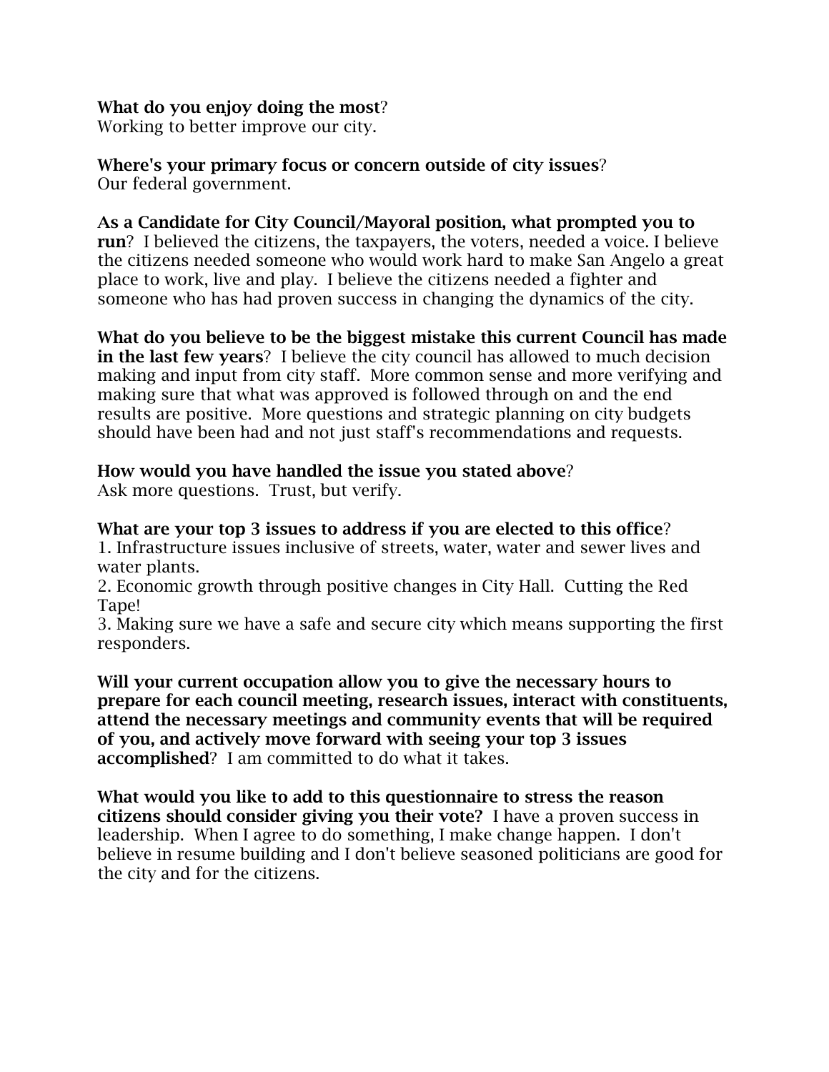**What do you enjoy doing the most**?
Working to better improve our city.

**Where's your primary focus or concern outside of city issues**?
Our federal government.

**As a Candidate for City Council/Mayoral position, what prompted you to run**? I believed the citizens, the taxpayers, the voters, needed a voice. I believe the citizens needed someone who would work hard to make San Angelo a great place to work, live and play. I believe the citizens needed a fighter and someone who has had proven success in changing the dynamics of the city.

**What do you believe to be the biggest mistake this current Council has made in the last few years**? I believe the city council has allowed to much decision making and input from city staff. More common sense and more verifying and making sure that what was approved is followed through on and the end results are positive. More questions and strategic planning on city budgets should have been had and not just staff's recommendations and requests.

**How would you have handled the issue you stated above**?
Ask more questions. Trust, but verify.

**What are your top 3 issues to address if you are elected to this office**?
1. Infrastructure issues inclusive of streets, water, water and sewer lives and water plants.
2. Economic growth through positive changes in City Hall. Cutting the Red Tape!
3. Making sure we have a safe and secure city which means supporting the first responders.

**Will your current occupation allow you to give the necessary hours to prepare for each council meeting, research issues, interact with constituents, attend the necessary meetings and community events that will be required of you, and actively move forward with seeing your top 3 issues accomplished**? I am committed to do what it takes.

**What would you like to add to this questionnaire to stress the reason citizens should consider giving you their vote?** I have a proven success in leadership. When I agree to do something, I make change happen. I don't believe in resume building and I don't believe seasoned politicians are good for the city and for the citizens.